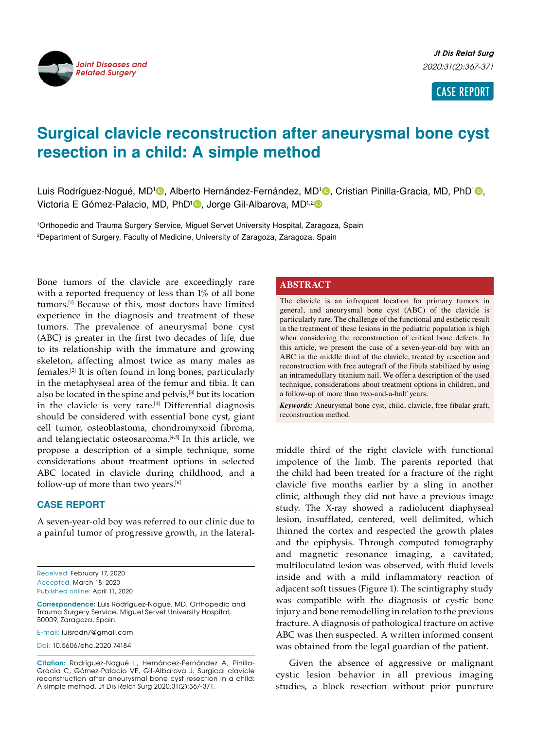CASE REPORT

# Surgical clavicle reconstruction after aneurysmal bone cyst resection in a child: A simple method

Luis Rodríguez-Nogué, MD[1], Alberto Hernández-Fernández, MD[1], Cristian Pinilla-Gracia, MD, PhD[1], Victoria E Gómez-Palacio, MD, PhD[1], Jorge Gil-Albarova, MD[1,2]

[1]Orthopedic and Trauma Surgery Service, Miguel Servet University Hospital, Zaragoza, Spain
[2]Department of Surgery, Faculty of Medicine, University of Zaragoza, Zaragoza, Spain

## ABSTRACT

The clavicle is an infrequent location for primary tumors in general, and aneurysmal bone cyst (ABC) of the clavicle is particularly rare. The challenge of the functional and esthetic result in the treatment of these lesions in the pediatric population is high when considering the reconstruction of critical bone defects. In this article, we present the case of a seven-year-old boy with an ABC in the middle third of the clavicle, treated by resection and reconstruction with free autograft of the fibula stabilized by using an intramedullary titanium nail. We offer a description of the used technique, considerations about treatment options in children, and a follow-up of more than two-and-a-half years.

***Keywords:*** Aneurysmal bone cyst, child, clavicle, free fibular graft, reconstruction method.

Bone tumors of the clavicle are exceedingly rare with a reported frequency of less than 1% of all bone tumors.[1] Because of this, most doctors have limited experience in the diagnosis and treatment of these tumors. The prevalence of aneurysmal bone cyst (ABC) is greater in the first two decades of life, due to its relationship with the immature and growing skeleton, affecting almost twice as many males as females.[2] It is often found in long bones, particularly in the metaphyseal area of the femur and tibia. It can also be located in the spine and pelvis,[3] but its location in the clavicle is very rare.[4] Differential diagnosis should be considered with essential bone cyst, giant cell tumor, osteoblastoma, chondromyxoid fibroma, and telangiectatic osteosarcoma.[4,5] In this article, we propose a description of a simple technique, some considerations about treatment options in selected ABC located in clavicle during childhood, and a follow-up of more than two years.[6]

## CASE REPORT

A seven-year-old boy was referred to our clinic due to a painful tumor of progressive growth, in the lateral-middle third of the right clavicle with functional impotence of the limb. The parents reported that the child had been treated for a fracture of the right clavicle five months earlier by a sling in another clinic, although they did not have a previous image study. The X-ray showed a radiolucent diaphyseal lesion, insufflated, centered, well delimited, which thinned the cortex and respected the growth plates and the epiphysis. Through computed tomography and magnetic resonance imaging, a cavitated, multiloculated lesion was observed, with fluid levels inside and with a mild inflammatory reaction of adjacent soft tissues (Figure 1). The scintigraphy study was compatible with the diagnosis of cystic bone injury and bone remodelling in relation to the previous fracture. A diagnosis of pathological fracture on active ABC was then suspected. A written informed consent was obtained from the legal guardian of the patient.

Given the absence of aggressive or malignant cystic lesion behavior in all previous imaging studies, a block resection without prior puncture

Received: February 17, 2020
Accepted: March 18, 2020
Published online: April 11, 2020

**Correspondence**: Luis Rodríguez-Nogué, MD. Orthopedic and Trauma Surgery Service, Miguel Servet University Hospital, 50009, Zaragoza, Spain.

E-mail: luisrodn7@gmail.com

Doi: 10.5606/ehc.2020.74184

**Citation:** Rodríguez-Nogué L, Hernández-Fernández A, Pinilla-Gracia C, Gómez-Palacio VE, Gil-Albarova J. Surgical clavicle reconstruction after aneurysmal bone cyst resection in a child: A simple method. Jt Dis Relat Surg 2020;31(2):367-371.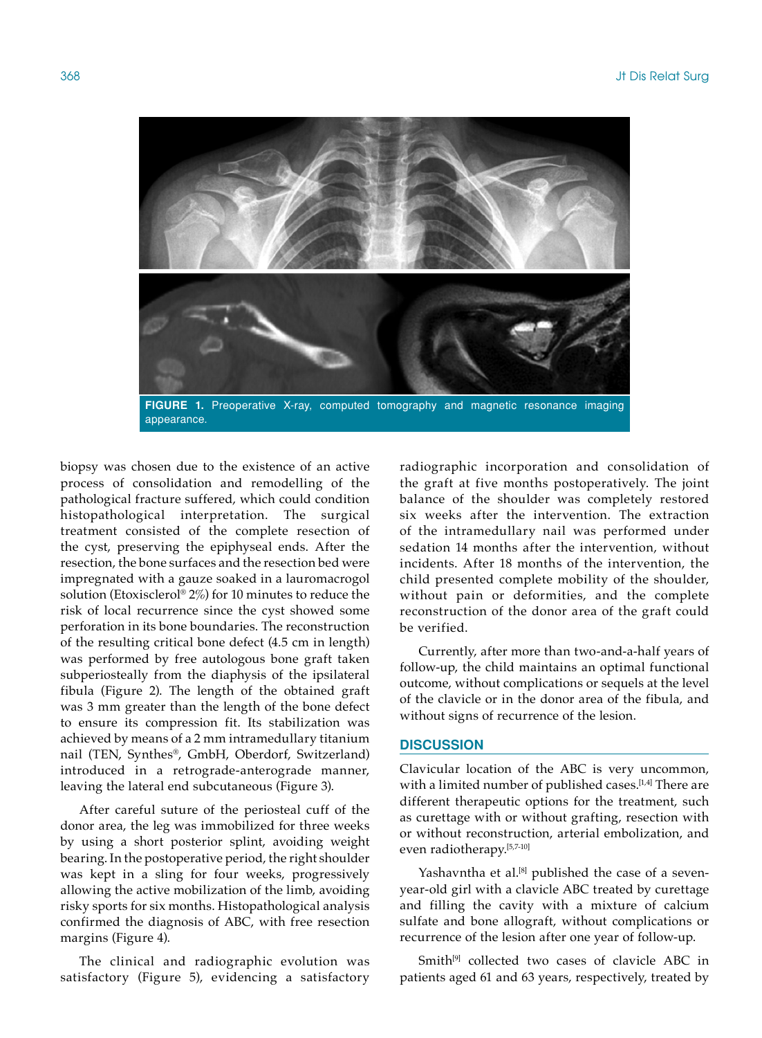FIGURE 1. Preoperative X-ray, computed tomography and magnetic resonance imaging appearance.

biopsy was chosen due to the existence of an active process of consolidation and remodelling of the pathological fracture suffered, which could condition histopathological interpretation. The surgical treatment consisted of the complete resection of the cyst, preserving the epiphyseal ends. After the resection, the bone surfaces and the resection bed were impregnated with a gauze soaked in a lauromacrogol solution (Etoxisclerol® 2%) for 10 minutes to reduce the risk of local recurrence since the cyst showed some perforation in its bone boundaries. The reconstruction of the resulting critical bone defect (4.5 cm in length) was performed by free autologous bone graft taken subperiosteally from the diaphysis of the ipsilateral fibula (Figure 2). The length of the obtained graft was 3 mm greater than the length of the bone defect to ensure its compression fit. Its stabilization was achieved by means of a 2 mm intramedullary titanium nail (TEN, Synthes®, GmbH, Oberdorf, Switzerland) introduced in a retrograde-anterograde manner, leaving the lateral end subcutaneous (Figure 3).

After careful suture of the periosteal cuff of the donor area, the leg was immobilized for three weeks by using a short posterior splint, avoiding weight bearing. In the postoperative period, the right shoulder was kept in a sling for four weeks, progressively allowing the active mobilization of the limb, avoiding risky sports for six months. Histopathological analysis confirmed the diagnosis of ABC, with free resection margins (Figure 4).

The clinical and radiographic evolution was satisfactory (Figure 5), evidencing a satisfactory radiographic incorporation and consolidation of the graft at five months postoperatively. The joint balance of the shoulder was completely restored six weeks after the intervention. The extraction of the intramedullary nail was performed under sedation 14 months after the intervention, without incidents. After 18 months of the intervention, the child presented complete mobility of the shoulder, without pain or deformities, and the complete reconstruction of the donor area of the graft could be verified.

Currently, after more than two-and-a-half years of follow-up, the child maintains an optimal functional outcome, without complications or sequels at the level of the clavicle or in the donor area of the fibula, and without signs of recurrence of the lesion.

## DISCUSSION

Clavicular location of the ABC is very uncommon, with a limited number of published cases.[1,4] There are different therapeutic options for the treatment, such as curettage with or without grafting, resection with or without reconstruction, arterial embolization, and even radiotherapy.[5,7-10]

Yashavntha et al.[8] published the case of a seven-year-old girl with a clavicle ABC treated by curettage and filling the cavity with a mixture of calcium sulfate and bone allograft, without complications or recurrence of the lesion after one year of follow-up.

Smith[9] collected two cases of clavicle ABC in patients aged 61 and 63 years, respectively, treated by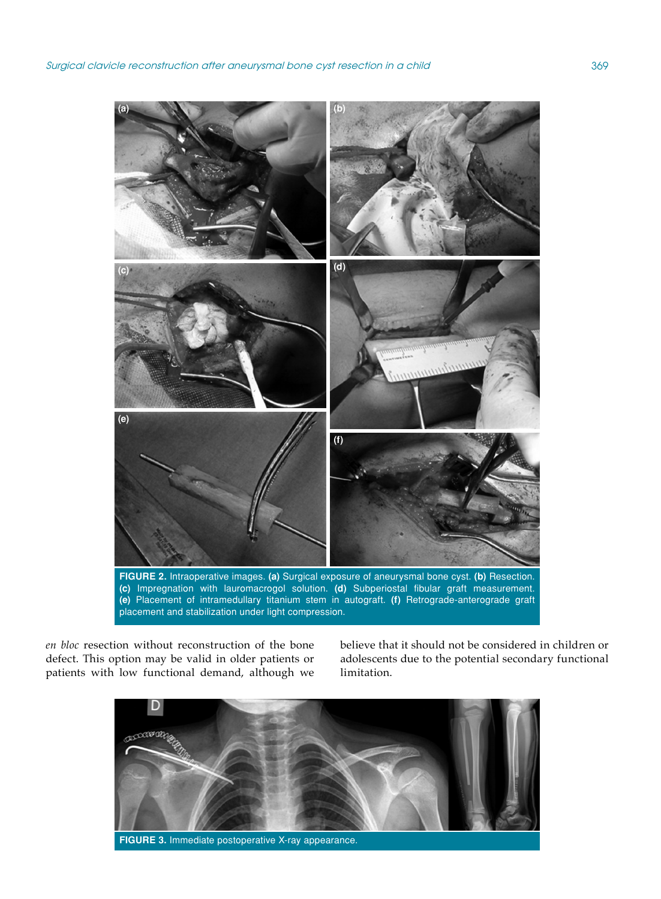FIGURE 2. Intraoperative images. **(a)** Surgical exposure of aneurysmal bone cyst. **(b)** Resection. **(c)** Impregnation with lauromacrogol solution. **(d)** Subperiostal fibular graft measurement. **(e)** Placement of intramedullary titanium stem in autograft. **(f)** Retrograde-anterograde graft placement and stabilization under light compression.

*en bloc* resection without reconstruction of the bone defect. This option may be valid in older patients or patients with low functional demand, although we believe that it should not be considered in children or adolescents due to the potential secondary functional limitation.

FIGURE 3. Immediate postoperative X-ray appearance.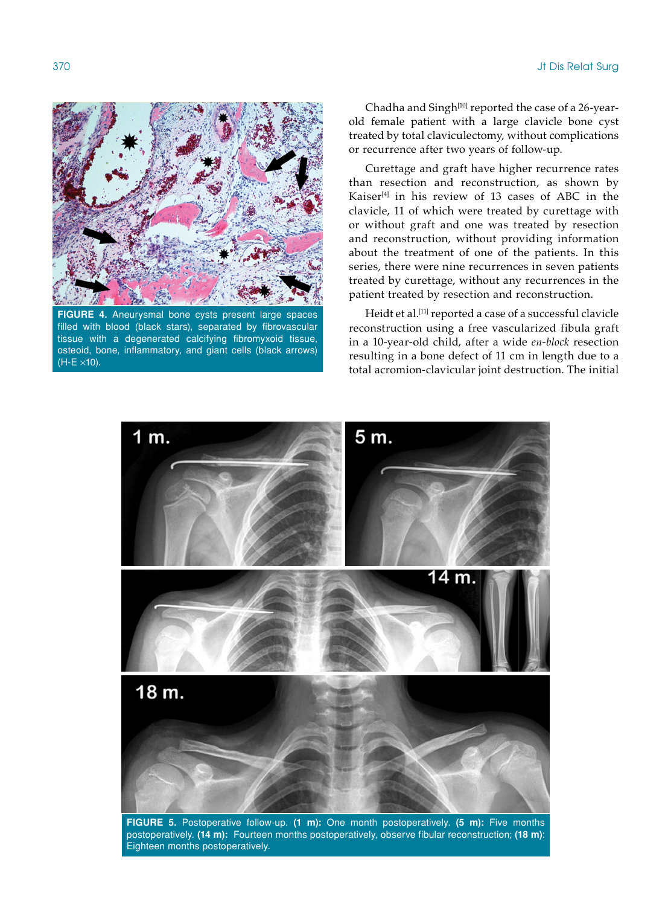**FIGURE 4.** Aneurysmal bone cysts present large spaces filled with blood (black stars), separated by fibrovascular tissue with a degenerated calcifying fibromyxoid tissue, osteoid, bone, inflammatory, and giant cells (black arrows) (H-E ×10).

Chadha and Singh[10] reported the case of a 26-year-old female patient with a large clavicle bone cyst treated by total claviculectomy, without complications or recurrence after two years of follow-up.

Curettage and graft have higher recurrence rates than resection and reconstruction, as shown by Kaiser[4] in his review of 13 cases of ABC in the clavicle, 11 of which were treated by curettage with or without graft and one was treated by resection and reconstruction, without providing information about the treatment of one of the patients. In this series, there were nine recurrences in seven patients treated by curettage, without any recurrences in the patient treated by resection and reconstruction.

Heidt et al.[11] reported a case of a successful clavicle reconstruction using a free vascularized fibula graft in a 10-year-old child, after a wide *en-block* resection resulting in a bone defect of 11 cm in length due to a total acromion-clavicular joint destruction. The initial

**FIGURE 5.** Postoperative follow-up. **(1 m):** One month postoperatively. **(5 m):** Five months postoperatively. **(14 m):** Fourteen months postoperatively, observe fibular reconstruction; **(18 m)**: Eighteen months postoperatively.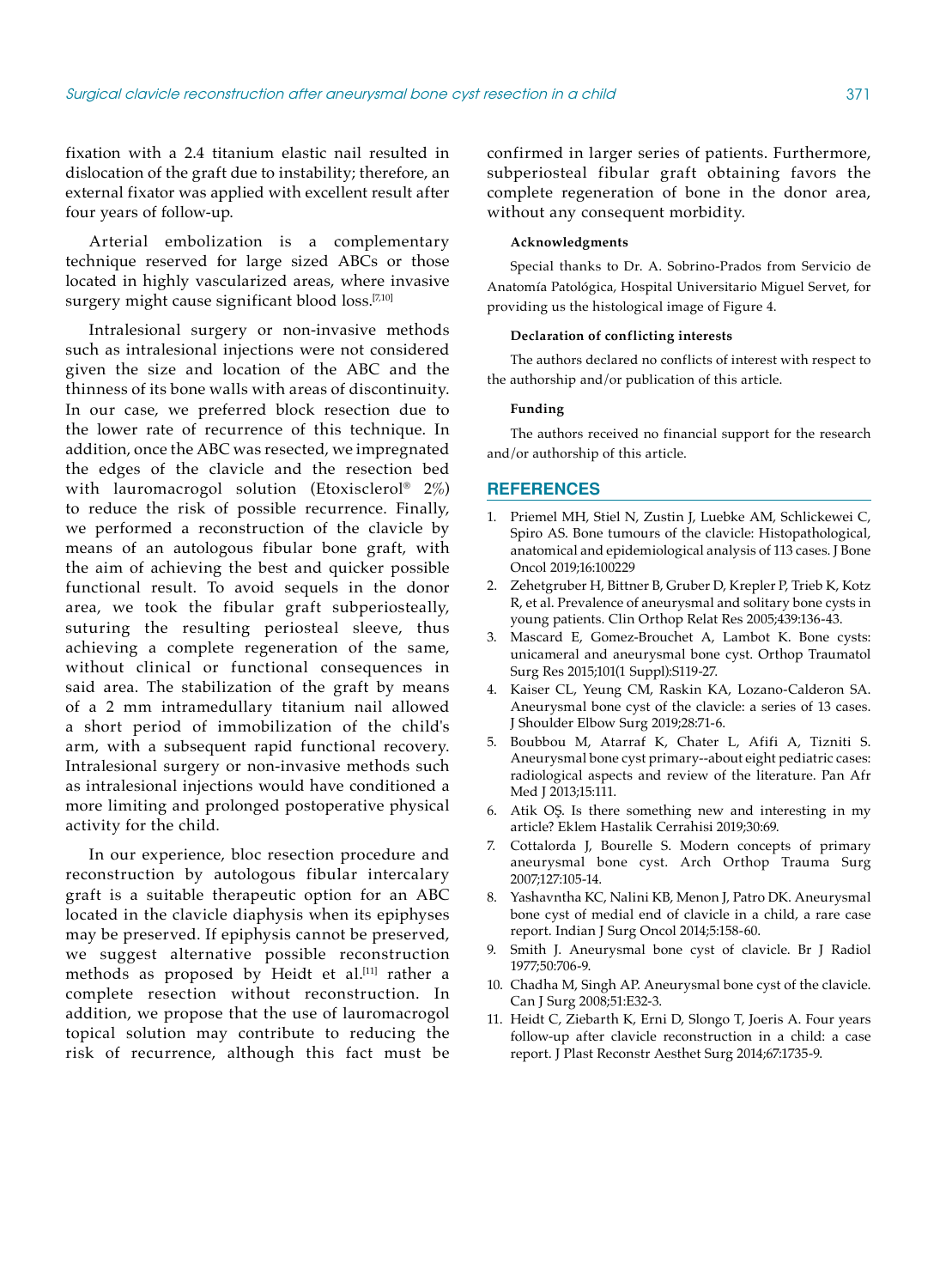fixation with a 2.4 titanium elastic nail resulted in dislocation of the graft due to instability; therefore, an external fixator was applied with excellent result after four years of follow-up.

Arterial embolization is a complementary technique reserved for large sized ABCs or those located in highly vascularized areas, where invasive surgery might cause significant blood loss.[7,10]

Intralesional surgery or non-invasive methods such as intralesional injections were not considered given the size and location of the ABC and the thinness of its bone walls with areas of discontinuity. In our case, we preferred block resection due to the lower rate of recurrence of this technique. In addition, once the ABC was resected, we impregnated the edges of the clavicle and the resection bed with lauromacrogol solution (Etoxisclerol® 2%) to reduce the risk of possible recurrence. Finally, we performed a reconstruction of the clavicle by means of an autologous fibular bone graft, with the aim of achieving the best and quicker possible functional result. To avoid sequels in the donor area, we took the fibular graft subperiosteally, suturing the resulting periosteal sleeve, thus achieving a complete regeneration of the same, without clinical or functional consequences in said area. The stabilization of the graft by means of a 2 mm intramedullary titanium nail allowed a short period of immobilization of the child's arm, with a subsequent rapid functional recovery. Intralesional surgery or non-invasive methods such as intralesional injections would have conditioned a more limiting and prolonged postoperative physical activity for the child.

In our experience, bloc resection procedure and reconstruction by autologous fibular intercalary graft is a suitable therapeutic option for an ABC located in the clavicle diaphysis when its epiphyses may be preserved. If epiphysis cannot be preserved, we suggest alternative possible reconstruction methods as proposed by Heidt et al.[11] rather a complete resection without reconstruction. In addition, we propose that the use of lauromacrogol topical solution may contribute to reducing the risk of recurrence, although this fact must be confirmed in larger series of patients. Furthermore, subperiosteal fibular graft obtaining favors the complete regeneration of bone in the donor area, without any consequent morbidity.

#### Acknowledgments

Special thanks to Dr. A. Sobrino-Prados from Servicio de Anatomía Patológica, Hospital Universitario Miguel Servet, for providing us the histological image of Figure 4.

#### Declaration of conflicting interests

The authors declared no conflicts of interest with respect to the authorship and/or publication of this article.

#### Funding

The authors received no financial support for the research and/or authorship of this article.

## REFERENCES

1. Priemel MH, Stiel N, Zustin J, Luebke AM, Schlickewei C, Spiro AS. Bone tumours of the clavicle: Histopathological, anatomical and epidemiological analysis of 113 cases. J Bone Oncol 2019;16:100229
2. Zehetgruber H, Bittner B, Gruber D, Krepler P, Trieb K, Kotz R, et al. Prevalence of aneurysmal and solitary bone cysts in young patients. Clin Orthop Relat Res 2005;439:136-43.
3. Mascard E, Gomez-Brouchet A, Lambot K. Bone cysts: unicameral and aneurysmal bone cyst. Orthop Traumatol Surg Res 2015;101(1 Suppl):S119-27.
4. Kaiser CL, Yeung CM, Raskin KA, Lozano-Calderon SA. Aneurysmal bone cyst of the clavicle: a series of 13 cases. J Shoulder Elbow Surg 2019;28:71-6.
5. Boubbou M, Atarraf K, Chater L, Afifi A, Tizniti S. Aneurysmal bone cyst primary--about eight pediatric cases: radiological aspects and review of the literature. Pan Afr Med J 2013;15:111.
6. Atik OŞ. Is there something new and interesting in my article? Eklem Hastalik Cerrahisi 2019;30:69.
7. Cottalorda J, Bourelle S. Modern concepts of primary aneurysmal bone cyst. Arch Orthop Trauma Surg 2007;127:105-14.
8. Yashavntha KC, Nalini KB, Menon J, Patro DK. Aneurysmal bone cyst of medial end of clavicle in a child, a rare case report. Indian J Surg Oncol 2014;5:158-60.
9. Smith J. Aneurysmal bone cyst of clavicle. Br J Radiol 1977;50:706-9.
10. Chadha M, Singh AP. Aneurysmal bone cyst of the clavicle. Can J Surg 2008;51:E32-3.
11. Heidt C, Ziebarth K, Erni D, Slongo T, Joeris A. Four years follow-up after clavicle reconstruction in a child: a case report. J Plast Reconstr Aesthet Surg 2014;67:1735-9.